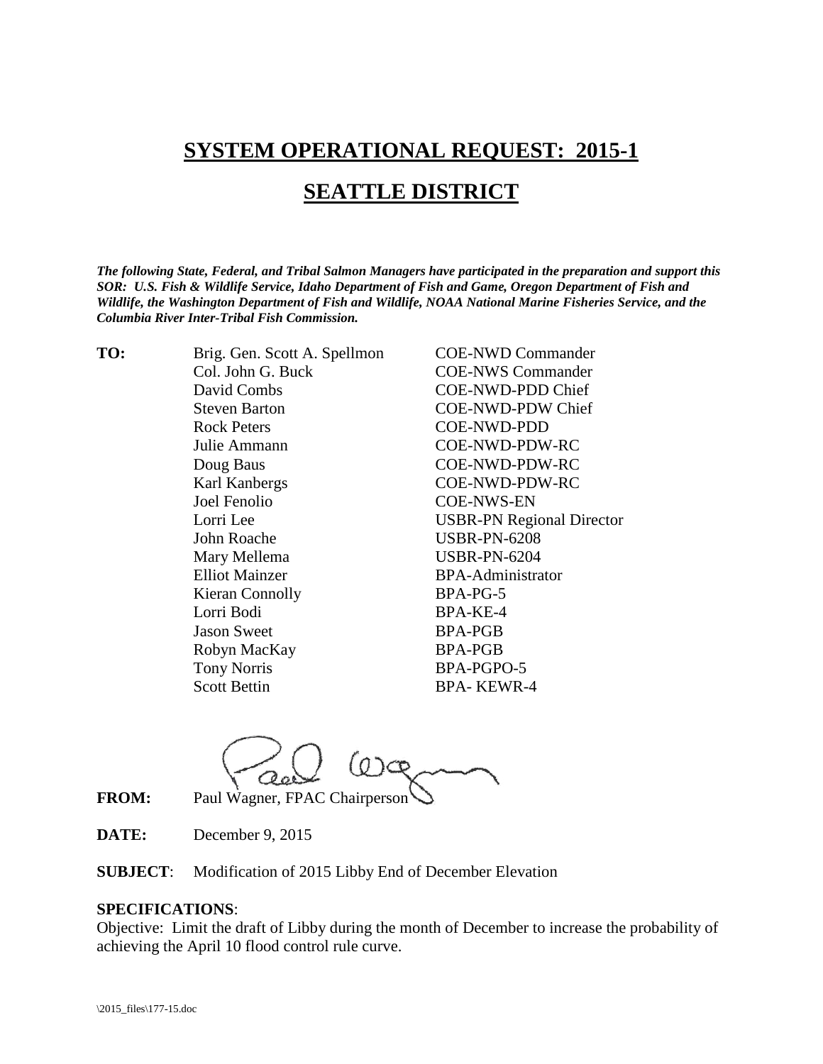# SYSTEM OPERATIONAL REQUEST: 2015-1

# SEATTLE DISTRICT

***The following State, Federal, and Tribal Salmon Managers have participated in the preparation and support this SOR: U.S. Fish & Wildlife Service, Idaho Department of Fish and Game, Oregon Department of Fish and Wildlife, the Washington Department of Fish and Wildlife, NOAA National Marine Fisheries Service, and the Columbia River Inter-Tribal Fish Commission.***

| | | |
|---|---|---|
| **TO:** | Brig. Gen. Scott A. Spellmon | COE-NWD Commander |
| | Col. John G. Buck | COE-NWS Commander |
| | David Combs | COE-NWD-PDD Chief |
| | Steven Barton | COE-NWD-PDW Chief |
| | Rock Peters | COE-NWD-PDD |
| | Julie Ammann | COE-NWD-PDW-RC |
| | Doug Baus | COE-NWD-PDW-RC |
| | Karl Kanbergs | COE-NWD-PDW-RC |
| | Joel Fenolio | COE-NWS-EN |
| | Lorri Lee | USBR-PN Regional Director |
| | John Roache | USBR-PN-6208 |
| | Mary Mellema | USBR-PN-6204 |
| | Elliot Mainzer | BPA-Administrator |
| | Kieran Connolly | BPA-PG-5 |
| | Lorri Bodi | BPA-KE-4 |
| | Jason Sweet | BPA-PGB |
| | Robyn MacKay | BPA-PGB |
| | Tony Norris | BPA-PGPO-5 |
| | Scott Bettin | BPA- KEWR-4 |

**FROM:** Paul Wagner, FPAC Chairperson

**DATE:** December 9, 2015

**SUBJECT**: Modification of 2015 Libby End of December Elevation

**SPECIFICATIONS**:

Objective: Limit the draft of Libby during the month of December to increase the probability of achieving the April 10 flood control rule curve.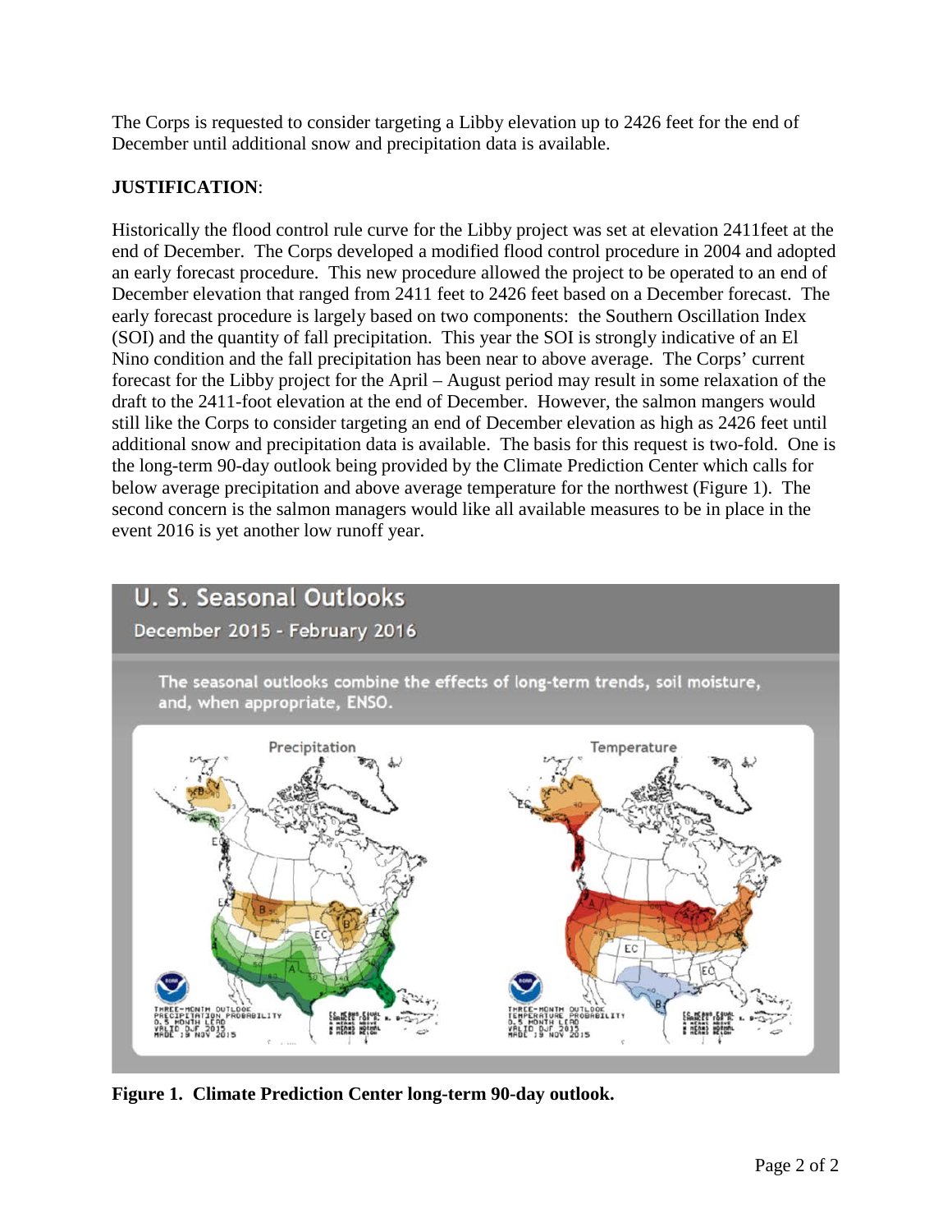The Corps is requested to consider targeting a Libby elevation up to 2426 feet for the end of December until additional snow and precipitation data is available.

**JUSTIFICATION**:

Historically the flood control rule curve for the Libby project was set at elevation 2411feet at the end of December. The Corps developed a modified flood control procedure in 2004 and adopted an early forecast procedure. This new procedure allowed the project to be operated to an end of December elevation that ranged from 2411 feet to 2426 feet based on a December forecast. The early forecast procedure is largely based on two components: the Southern Oscillation Index (SOI) and the quantity of fall precipitation. This year the SOI is strongly indicative of an El Nino condition and the fall precipitation has been near to above average. The Corps' current forecast for the Libby project for the April – August period may result in some relaxation of the draft to the 2411-foot elevation at the end of December. However, the salmon mangers would still like the Corps to consider targeting an end of December elevation as high as 2426 feet until additional snow and precipitation data is available. The basis for this request is two-fold. One is the long-term 90-day outlook being provided by the Climate Prediction Center which calls for below average precipitation and above average temperature for the northwest (Figure 1). The second concern is the salmon managers would like all available measures to be in place in the event 2016 is yet another low runoff year.

U. S. Seasonal Outlooks

December 2015 - February 2016

The seasonal outlooks combine the effects of long-term trends, soil moisture, and, when appropriate, ENSO.

Precipitation

Temperature

**Figure 1. Climate Prediction Center long-term 90-day outlook.**